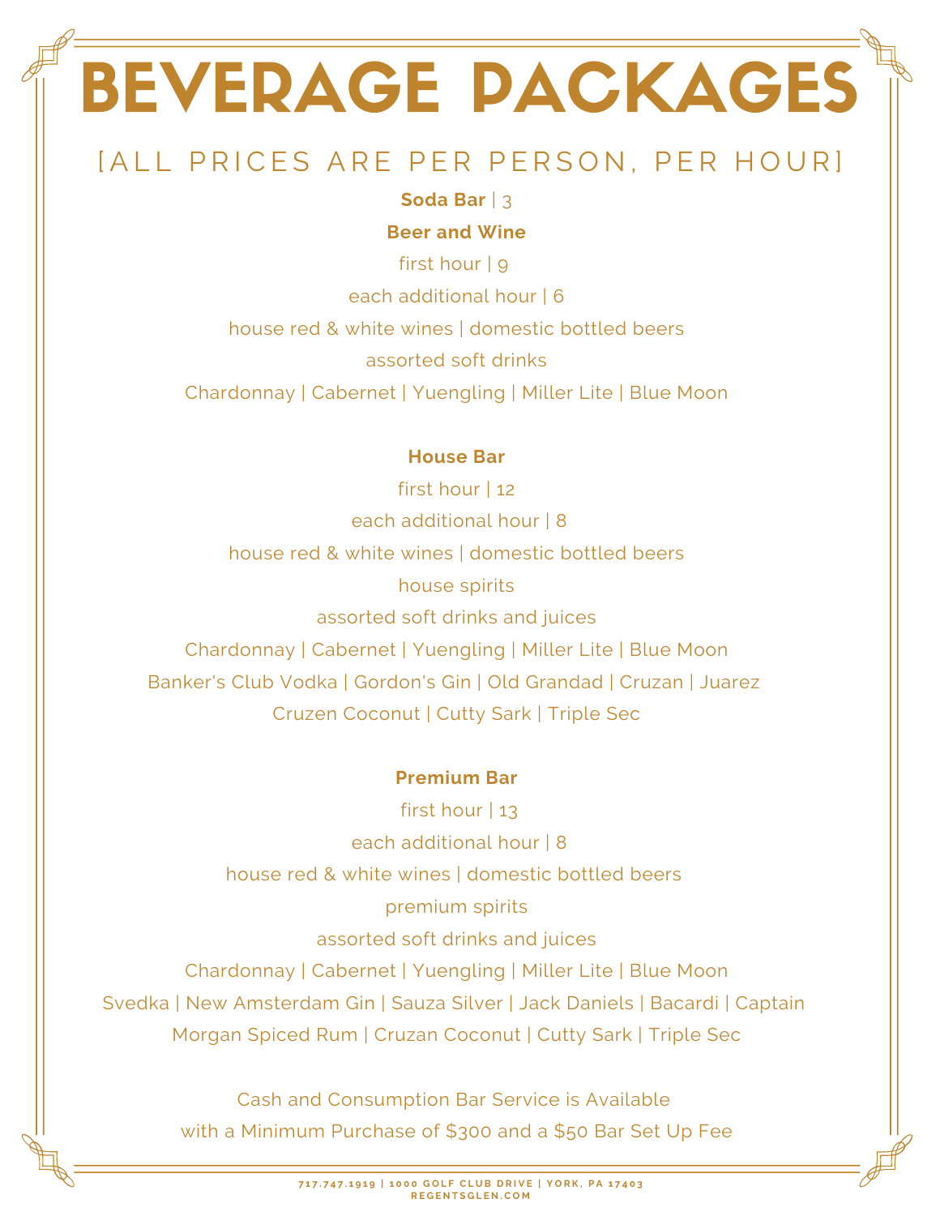# BEVERAGE PACKAGES

## [ALL PRICES ARE PER PERSON, PER HOUR]

**Soda Bar** | 3

**Beer and Wine**

first hour | 9

each additional hour | 6

house red & white wines | domestic bottled beers

assorted soft drinks

Chardonnay | Cabernet | Yuengling | Miller Lite | Blue Moon

**House Bar**

first hour | 12

each additional hour | 8

house red & white wines | domestic bottled beers

house spirits

assorted soft drinks and juices

Chardonnay | Cabernet | Yuengling | Miller Lite | Blue Moon

Banker's Club Vodka | Gordon's Gin | Old Grandad | Cruzan | Juarez

Cruzen Coconut | Cutty Sark | Triple Sec

**Premium Bar**

first hour | 13

each additional hour | 8

house red & white wines | domestic bottled beers

premium spirits

assorted soft drinks and juices

Chardonnay | Cabernet | Yuengling | Miller Lite | Blue Moon

Svedka | New Amsterdam Gin | Sauza Silver | Jack Daniels | Bacardi | Captain Morgan Spiced Rum | Cruzan Coconut | Cutty Sark | Triple Sec

Cash and Consumption Bar Service is Available with a Minimum Purchase of $300 and a $50 Bar Set Up Fee

717.747.1919 | 1000 GOLF CLUB DRIVE | YORK, PA 17403
REGENTSGLEN.COM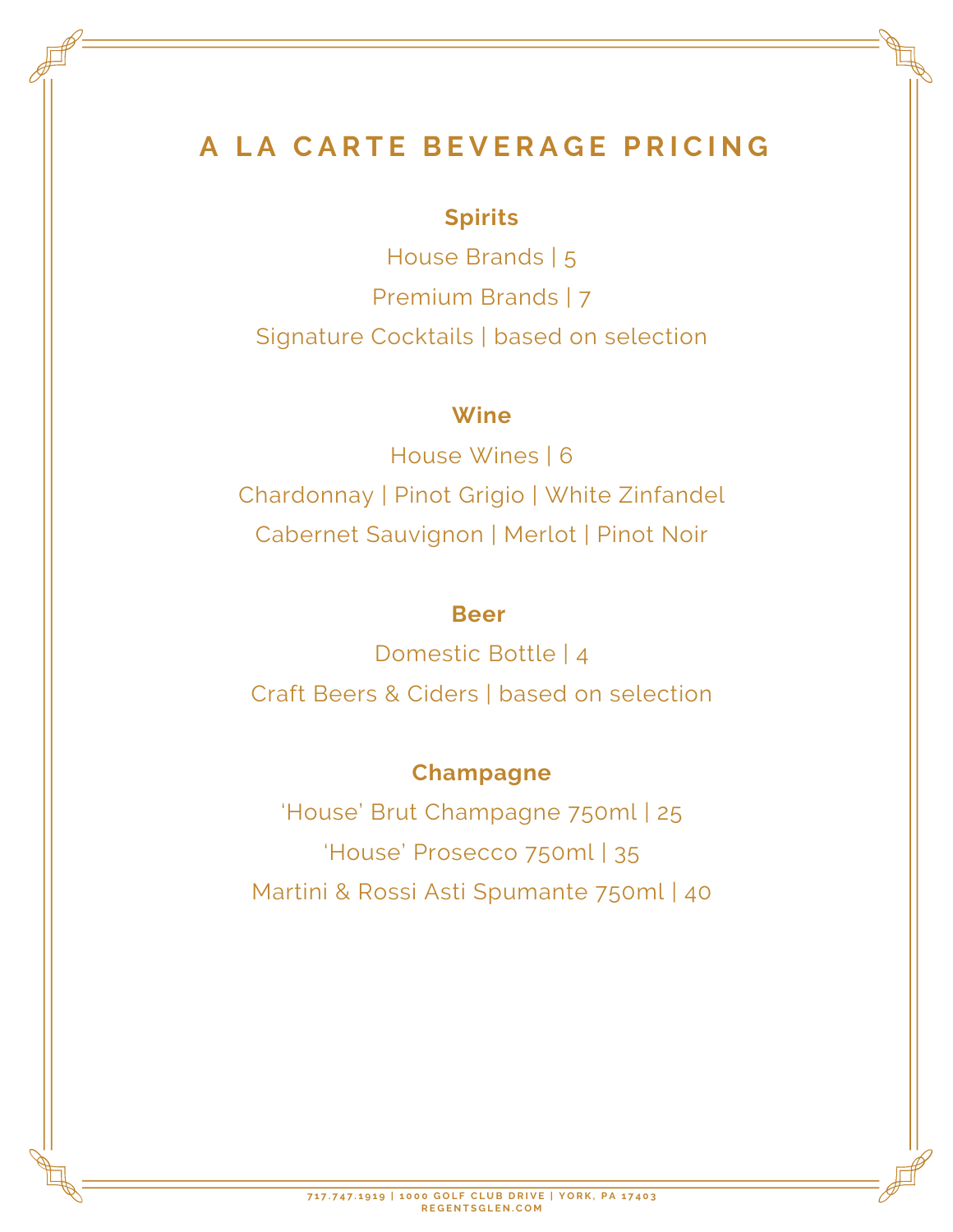# A LA CARTE BEVERAGE PRICING

**Spirits**

House Brands | 5

Premium Brands | 7

Signature Cocktails | based on selection

**Wine**

House Wines | 6

Chardonnay | Pinot Grigio | White Zinfandel

Cabernet Sauvignon | Merlot | Pinot Noir

**Beer**

Domestic Bottle | 4

Craft Beers & Ciders | based on selection

**Champagne**

'House' Brut Champagne 750ml | 25

'House' Prosecco 750ml | 35

Martini & Rossi Asti Spumante 750ml | 40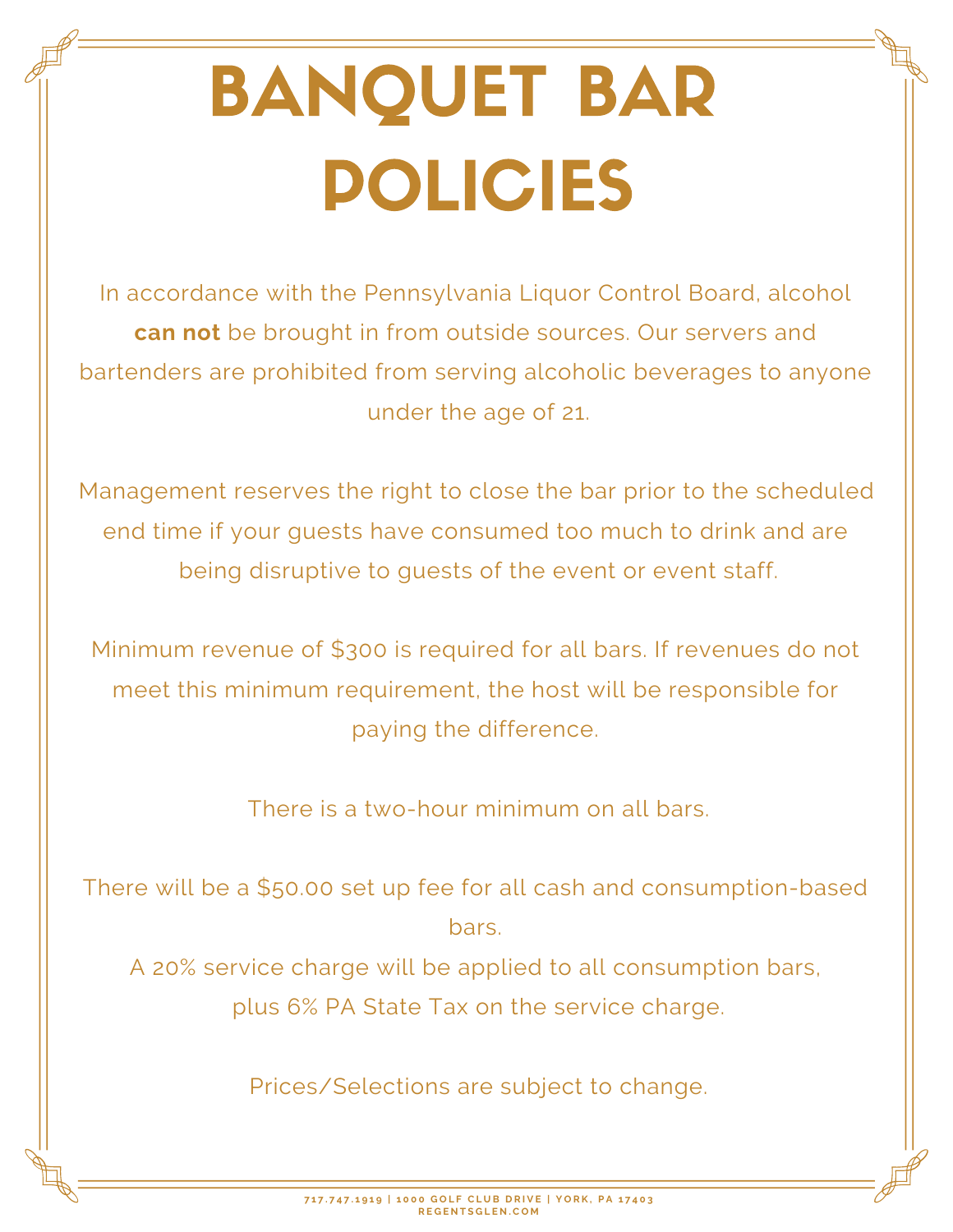# BANQUET BAR POLICIES

In accordance with the Pennsylvania Liquor Control Board, alcohol **can not** be brought in from outside sources. Our servers and bartenders are prohibited from serving alcoholic beverages to anyone under the age of 21.

Management reserves the right to close the bar prior to the scheduled end time if your guests have consumed too much to drink and are being disruptive to guests of the event or event staff.

Minimum revenue of $300 is required for all bars. If revenues do not meet this minimum requirement, the host will be responsible for paying the difference.

There is a two-hour minimum on all bars.

There will be a $50.00 set up fee for all cash and consumption-based bars.
A 20% service charge will be applied to all consumption bars, plus 6% PA State Tax on the service charge.

Prices/Selections are subject to change.

717.747.1919 | 1000 GOLF CLUB DRIVE | YORK, PA 17403
REGENTSGLEN.COM